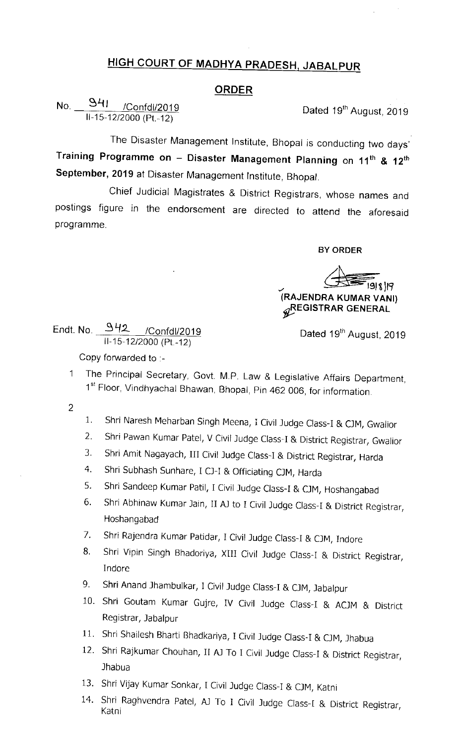# HIGH COURT OF MADHYA PRADESH, JABALPUR

## ORDER

No. 941 /Confdl/2019
II-15-12/2000 (Pt.-12)

Dated 19th August, 2019

The Disaster Management Institute, Bhopal is conducting two days' **Training Programme on – Disaster Management Planning on 11th & 12th September, 2019** at Disaster Management Institute, Bhopal.

Chief Judicial Magistrates & District Registrars, whose names and postings figure in the endorsement are directed to attend the aforesaid programme.

**BY ORDER**

19/8/19
**(RAJENDRA KUMAR VANI)**
**REGISTRAR GENERAL**

Endt. No. 942 /Confdl/2019
II-15-12/2000 (Pt.-12)

Dated 19th August, 2019

Copy forwarded to :-

1. The Principal Secretary, Govt. M.P. Law & Legislative Affairs Department, 1st Floor, Vindhyachal Bhawan, Bhopal, Pin 462 006, for information.
2.
   1. Shri Naresh Meharban Singh Meena, I Civil Judge Class-I & CJM, Gwalior
   2. Shri Pawan Kumar Patel, V Civil Judge Class-I & District Registrar, Gwalior
   3. Shri Amit Nagayach, III Civil Judge Class-I & District Registrar, Harda
   4. Shri Subhash Sunhare, I CJ-I & Officiating CJM, Harda
   5. Shri Sandeep Kumar Patil, I Civil Judge Class-I & CJM, Hoshangabad
   6. Shri Abhinaw Kumar Jain, II AJ to I Civil Judge Class-I & District Registrar, Hoshangabad
   7. Shri Rajendra Kumar Patidar, I Civil Judge Class-I & CJM, Indore
   8. Shri Vipin Singh Bhadoriya, XIII Civil Judge Class-I & District Registrar, Indore
   9. Shri Anand Jhambulkar, I Civil Judge Class-I & CJM, Jabalpur
   10. Shri Goutam Kumar Gujre, IV Civil Judge Class-I & ACJM & District Registrar, Jabalpur
   11. Shri Shailesh Bharti Bhadkariya, I Civil Judge Class-I & CJM, Jhabua
   12. Shri Rajkumar Chouhan, II AJ To I Civil Judge Class-I & District Registrar, Jhabua
   13. Shri Vijay Kumar Sonkar, I Civil Judge Class-I & CJM, Katni
   14. Shri Raghvendra Patel, AJ To I Civil Judge Class-I & District Registrar, Katni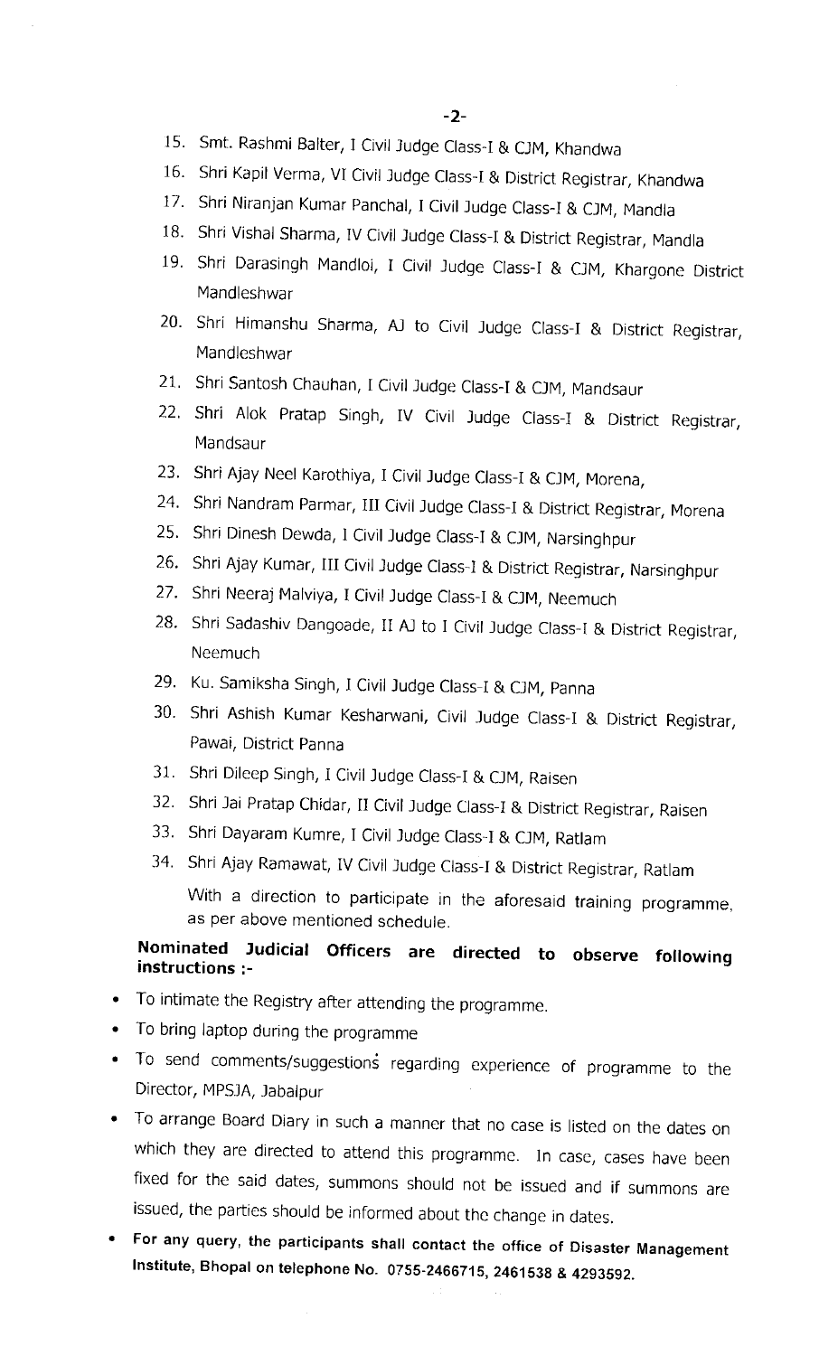15. Smt. Rashmi Balter, I Civil Judge Class-I & CJM, Khandwa
16. Shri Kapil Verma, VI Civil Judge Class-I & District Registrar, Khandwa
17. Shri Niranjan Kumar Panchal, I Civil Judge Class-I & CJM, Mandla
18. Shri Vishal Sharma, IV Civil Judge Class-I & District Registrar, Mandla
19. Shri Darasingh Mandloi, I Civil Judge Class-I & CJM, Khargone District Mandleshwar
20. Shri Himanshu Sharma, AJ to Civil Judge Class-I & District Registrar, Mandleshwar
21. Shri Santosh Chauhan, I Civil Judge Class-I & CJM, Mandsaur
22. Shri Alok Pratap Singh, IV Civil Judge Class-I & District Registrar, Mandsaur
23. Shri Ajay Neel Karothiya, I Civil Judge Class-I & CJM, Morena,
24. Shri Nandram Parmar, III Civil Judge Class-I & District Registrar, Morena
25. Shri Dinesh Dewda, I Civil Judge Class-I & CJM, Narsinghpur
26. Shri Ajay Kumar, III Civil Judge Class-I & District Registrar, Narsinghpur
27. Shri Neeraj Malviya, I Civil Judge Class-I & CJM, Neemuch
28. Shri Sadashiv Dangoade, II AJ to I Civil Judge Class-I & District Registrar, Neemuch
29. Ku. Samiksha Singh, I Civil Judge Class-I & CJM, Panna
30. Shri Ashish Kumar Kesharwani, Civil Judge Class-I & District Registrar, Pawai, District Panna
31. Shri Dileep Singh, I Civil Judge Class-I & CJM, Raisen
32. Shri Jai Pratap Chidar, II Civil Judge Class-I & District Registrar, Raisen
33. Shri Dayaram Kumre, I Civil Judge Class-I & CJM, Ratlam
34. Shri Ajay Ramawat, IV Civil Judge Class-I & District Registrar, Ratlam

With a direction to participate in the aforesaid training programme, as per above mentioned schedule.

**Nominated Judicial Officers are directed to observe following instructions :-**

- To intimate the Registry after attending the programme.
- To bring laptop during the programme
- To send comments/suggestions regarding experience of programme to the Director, MPSJA, Jabalpur
- To arrange Board Diary in such a manner that no case is listed on the dates on which they are directed to attend this programme. In case, cases have been fixed for the said dates, summons should not be issued and if summons are issued, the parties should be informed about the change in dates.
- **For any query, the participants shall contact the office of Disaster Management Institute, Bhopal on telephone No. 0755-2466715, 2461538 & 4293592.**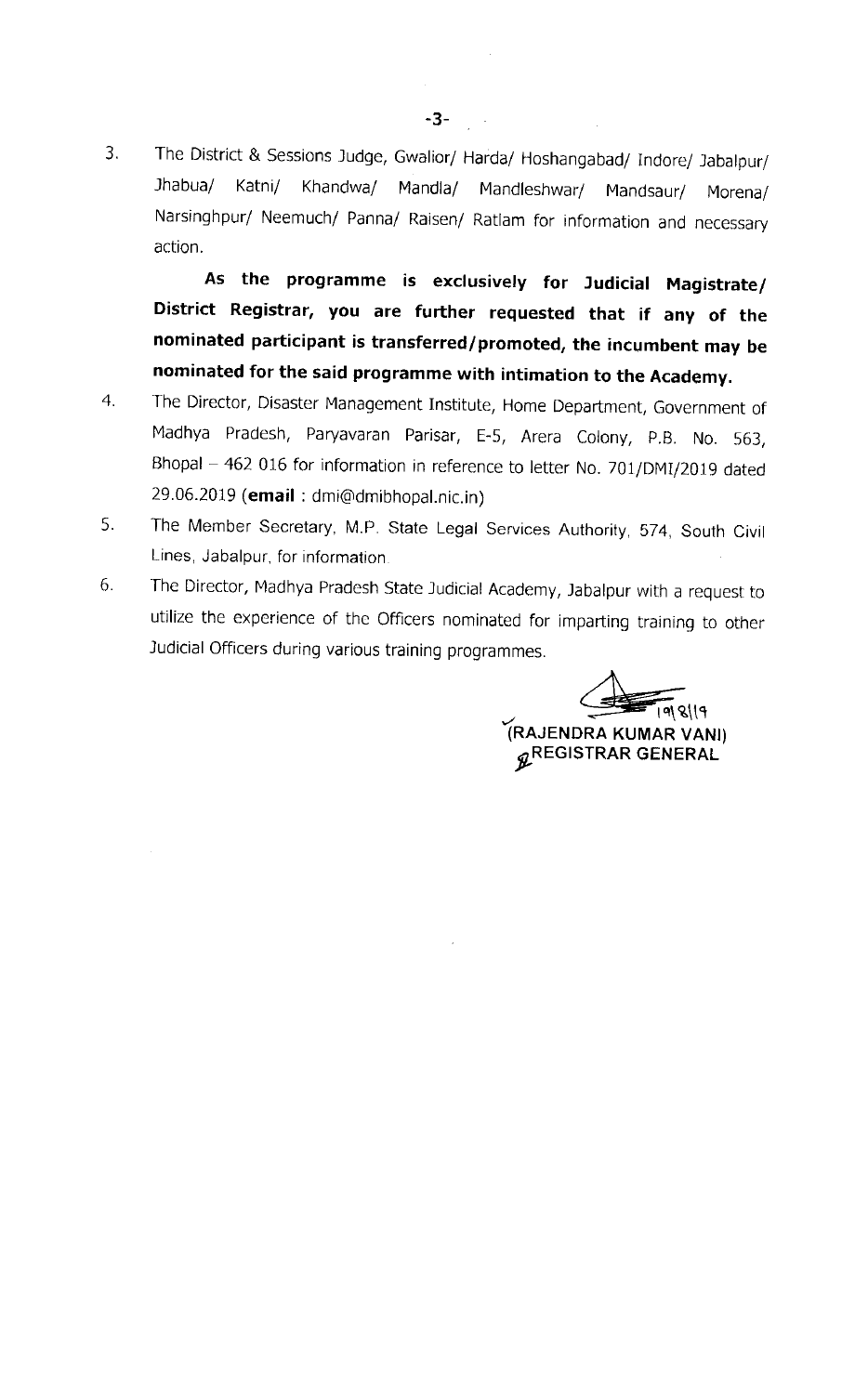3. The District & Sessions Judge, Gwalior/ Harda/ Hoshangabad/ Indore/ Jabalpur/ Jhabua/ Katni/ Khandwa/ Mandla/ Mandleshwar/ Mandsaur/ Morena/ Narsinghpur/ Neemuch/ Panna/ Raisen/ Ratlam for information and necessary action.

   **As the programme is exclusively for Judicial Magistrate/ District Registrar, you are further requested that if any of the nominated participant is transferred/promoted, the incumbent may be nominated for the said programme with intimation to the Academy.**

4. The Director, Disaster Management Institute, Home Department, Government of Madhya Pradesh, Paryavaran Parisar, E-5, Arera Colony, P.B. No. 563, Bhopal – 462 016 for information in reference to letter No. 701/DMI/2019 dated 29.06.2019 (**email** : dmi@dmibhopal.nic.in)

5. The Member Secretary, M.P. State Legal Services Authority, 574, South Civil Lines, Jabalpur, for information.

6. The Director, Madhya Pradesh State Judicial Academy, Jabalpur with a request to utilize the experience of the Officers nominated for imparting training to other Judicial Officers during various training programmes.

19/8/19

(RAJENDRA KUMAR VANI)
REGISTRAR GENERAL